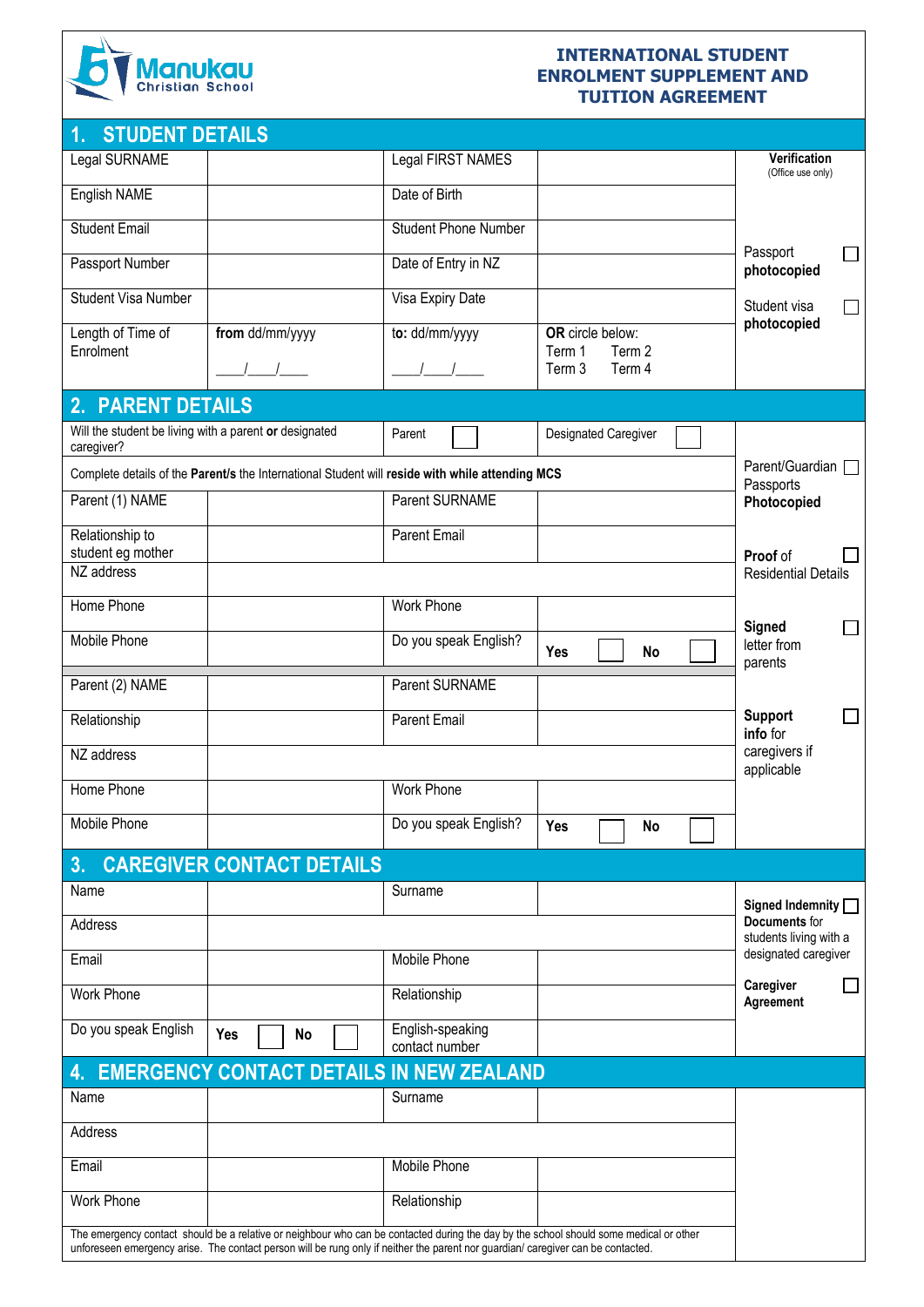Manukau Christian School

# INTERNATIONAL STUDENT ENROLMENT SUPPLEMENT AND TUITION AGREEMENT

## 1. STUDENT DETAILS

| | | | | Verification (Office use only) |
|---|---|---|---|---|
| Legal SURNAME | | Legal FIRST NAMES | | |
| English NAME | | Date of Birth | | |
| Student Email | | Student Phone Number | | Passport photocopied ☐ |
| Passport Number | | Date of Entry in NZ | | Student visa photocopied ☐ |
| Student Visa Number | | Visa Expiry Date | | |
| Length of Time of Enrolment | **from** dd/mm/yyyy ____/____/____ | **to:** dd/mm/yyyy ____/____/____ | **OR** circle below: Term 1 Term 2 Term 3 Term 4 | |

## 2. PARENT DETAILS

| | | | | |
|---|---|---|---|---|
| Will the student be living with a parent **or** designated caregiver? | | Parent ☐ | Designated Caregiver ☐ | |
| Complete details of the **Parent/s** the International Student will **reside with while attending MCS** | | | | Parent/Guardian Passports **Photocopied** ☐ |
| Parent (1) NAME | | Parent SURNAME | | |
| Relationship to student eg mother | | Parent Email | | **Proof** of Residential Details ☐ |
| NZ address | | | | |
| Home Phone | | Work Phone | | **Signed** letter from parents ☐ |
| Mobile Phone | | Do you speak English? | **Yes** ☐ **No** ☐ | |
| Parent (2) NAME | | Parent SURNAME | | |
| Relationship | | Parent Email | | **Support info** for caregivers if applicable ☐ |
| NZ address | | | | |
| Home Phone | | Work Phone | | |
| Mobile Phone | | Do you speak English? | **Yes** ☐ **No** ☐ | |

## 3. CAREGIVER CONTACT DETAILS

| | | | | |
|---|---|---|---|---|
| Name | | Surname | | **Signed Indemnity Documents** for students living with a designated caregiver ☐ |
| Address | | | | |
| Email | | Mobile Phone | | |
| Work Phone | | Relationship | | **Caregiver Agreement** ☐ |
| Do you speak English | **Yes** ☐ **No** ☐ | English-speaking contact number | | |

## 4. EMERGENCY CONTACT DETAILS IN NEW ZEALAND

| | | | | |
|---|---|---|---|---|
| Name | | Surname | | |
| Address | | | | |
| Email | | Mobile Phone | | |
| Work Phone | | Relationship | | |

The emergency contact should be a relative or neighbour who can be contacted during the day by the school should some medical or other unforeseen emergency arise. The contact person will be rung only if neither the parent nor guardian/ caregiver can be contacted.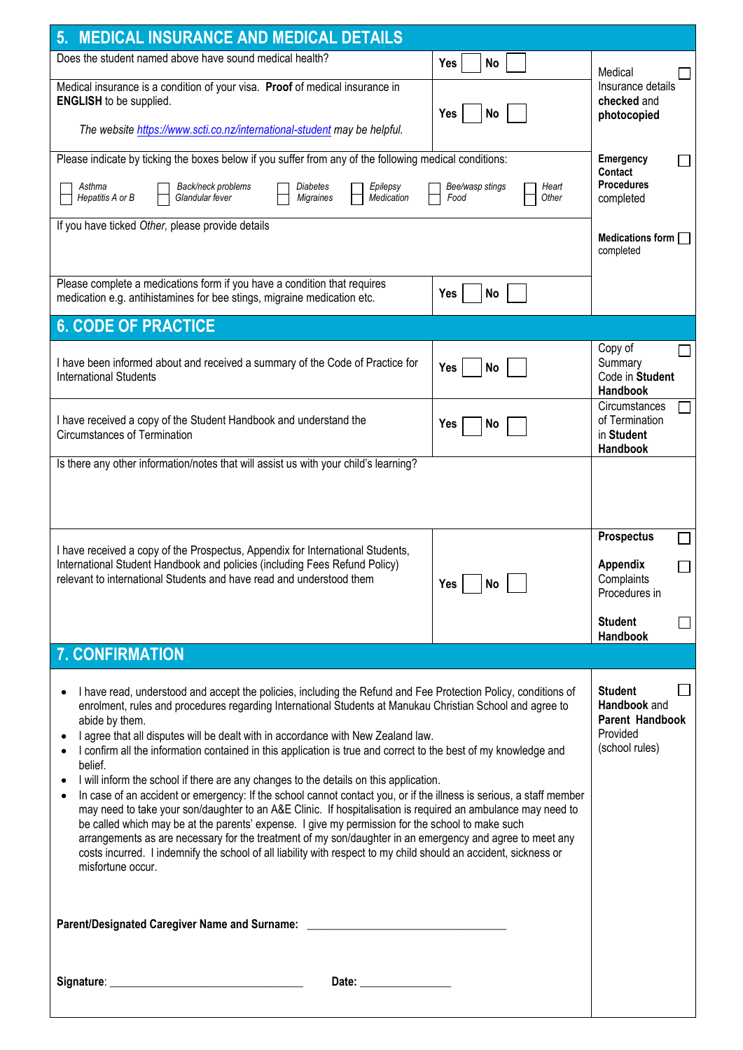## 5. MEDICAL INSURANCE AND MEDICAL DETAILS

| | | |
|---|---|---|
| Does the student named above have sound medical health? | Yes ☐ No ☐ | Medical Insurance details **checked** and **photocopied** ☐ |
| Medical insurance is a condition of your visa. **Proof** of medical insurance in **ENGLISH** to be supplied.<br>*The website https://www.scti.co.nz/international-student may be helpful.* | Yes ☐ No ☐ | |
| Please indicate by ticking the boxes below if you suffer from any of the following medical conditions:<br>☐ *Asthma* ☐ *Hepatitis A or B* ☐ *Back/neck problems* ☐ *Glandular fever* ☐ *Diabetes* ☐ *Migraines* ☐ *Epilepsy* ☐ *Medication* ☐ *Bee/wasp stings* ☐ *Food* ☐ *Heart* ☐ *Other* | | **Emergency Contact Procedures** completed ☐ |
| If you have ticked *Other*, please provide details | | **Medications form** completed ☐ |
| Please complete a medications form if you have a condition that requires medication e.g. antihistamines for bee stings, migraine medication etc. | Yes ☐ No ☐ | |

## 6. CODE OF PRACTICE

| | | |
|---|---|---|
| I have been informed about and received a summary of the Code of Practice for International Students | Yes ☐ No ☐ | Copy of Summary Code in **Student Handbook** ☐ |
| I have received a copy of the Student Handbook and understand the Circumstances of Termination | Yes ☐ No ☐ | Circumstances of Termination in **Student Handbook** ☐ |
| Is there any other information/notes that will assist us with your child's learning? | | |
| I have received a copy of the Prospectus, Appendix for International Students, International Student Handbook and policies (including Fees Refund Policy) relevant to international Students and have read and understood them | Yes ☐ No ☐ | **Prospectus** ☐<br>**Appendix** ☐ Complaints Procedures in<br>**Student Handbook** ☐ |

## 7. CONFIRMATION

- I have read, understood and accept the policies, including the Refund and Fee Protection Policy, conditions of enrolment, rules and procedures regarding International Students at Manukau Christian School and agree to abide by them.
- I agree that all disputes will be dealt with in accordance with New Zealand law.
- I confirm all the information contained in this application is true and correct to the best of my knowledge and belief.
- I will inform the school if there are any changes to the details on this application.
- In case of an accident or emergency: If the school cannot contact you, or if the illness is serious, a staff member may need to take your son/daughter to an A&E Clinic. If hospitalisation is required an ambulance may need to be called which may be at the parents' expense. I give my permission for the school to make such arrangements as are necessary for the treatment of my son/daughter in an emergency and agree to meet any costs incurred. I indemnify the school of all liability with respect to my child should an accident, sickness or misfortune occur.

**Student Handbook** and **Parent Handbook** Provided (school rules) ☐

**Parent/Designated Caregiver Name and Surname:** ________________________________

**Signature**: ________________________________ **Date:** _______________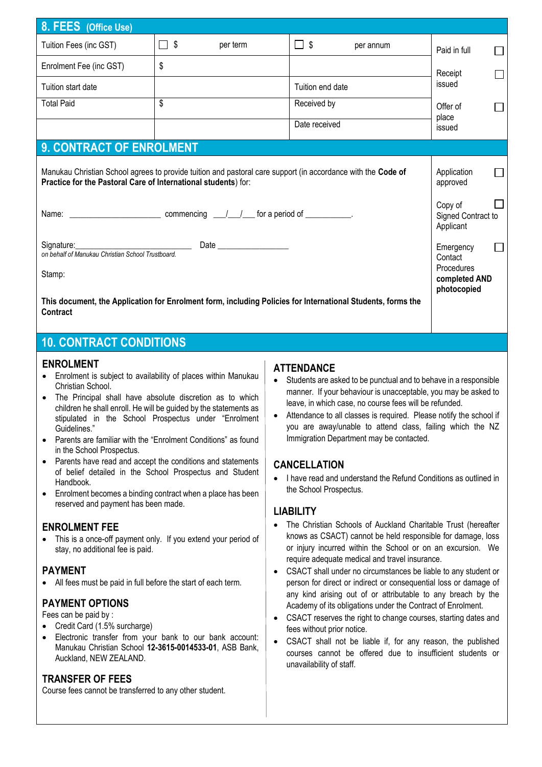## 8. FEES (Office Use)

| Tuition Fees (inc GST) | ☐ $ per term | ☐ $ per annum | Paid in full ☐ |
|---|---|---|---|
| Enrolment Fee (inc GST) | $ | | Receipt issued ☐ |
| Tuition start date | | Tuition end date | |
| Total Paid | $ | Received by | Offer of place issued ☐ |
| | | Date received | |

## 9. CONTRACT OF ENROLMENT

Manukau Christian School agrees to provide tuition and pastoral care support (in accordance with the **Code of Practice for the Pastoral Care of International students**) for:

Name: ____________________ commencing ___/___/___ for a period of __________.

Signature:___________________________ Date _______________

*on behalf of Manukau Christian School Trustboard.*

Stamp:

**This document, the Application for Enrolment form, including Policies for International Students, forms the Contract**

- Application approved ☐
- Copy of Signed Contract to Applicant ☐
- Emergency Contact Procedures **completed AND photocopied** ☐

## 10. CONTRACT CONDITIONS

### ENROLMENT

- Enrolment is subject to availability of places within Manukau Christian School.
- The Principal shall have absolute discretion as to which children he shall enroll. He will be guided by the statements as stipulated in the School Prospectus under "Enrolment Guidelines."
- Parents are familiar with the "Enrolment Conditions" as found in the School Prospectus.
- Parents have read and accept the conditions and statements of belief detailed in the School Prospectus and Student Handbook.
- Enrolment becomes a binding contract when a place has been reserved and payment has been made.

### ENROLMENT FEE

- This is a once-off payment only. If you extend your period of stay, no additional fee is paid.

### PAYMENT

- All fees must be paid in full before the start of each term.

### PAYMENT OPTIONS

Fees can be paid by :

- Credit Card (1.5% surcharge)
- Electronic transfer from your bank to our bank account: Manukau Christian School **12-3615-0014533-01**, ASB Bank, Auckland, NEW ZEALAND.

### TRANSFER OF FEES

Course fees cannot be transferred to any other student.

### ATTENDANCE

- Students are asked to be punctual and to behave in a responsible manner. If your behaviour is unacceptable, you may be asked to leave, in which case, no course fees will be refunded.
- Attendance to all classes is required. Please notify the school if you are away/unable to attend class, failing which the NZ Immigration Department may be contacted.

### CANCELLATION

- I have read and understand the Refund Conditions as outlined in the School Prospectus.

### LIABILITY

- The Christian Schools of Auckland Charitable Trust (hereafter knows as CSACT) cannot be held responsible for damage, loss or injury incurred within the School or on an excursion. We require adequate medical and travel insurance.
- CSACT shall under no circumstances be liable to any student or person for direct or indirect or consequential loss or damage of any kind arising out of or attributable to any breach by the Academy of its obligations under the Contract of Enrolment.
- CSACT reserves the right to change courses, starting dates and fees without prior notice.
- CSACT shall not be liable if, for any reason, the published courses cannot be offered due to insufficient students or unavailability of staff.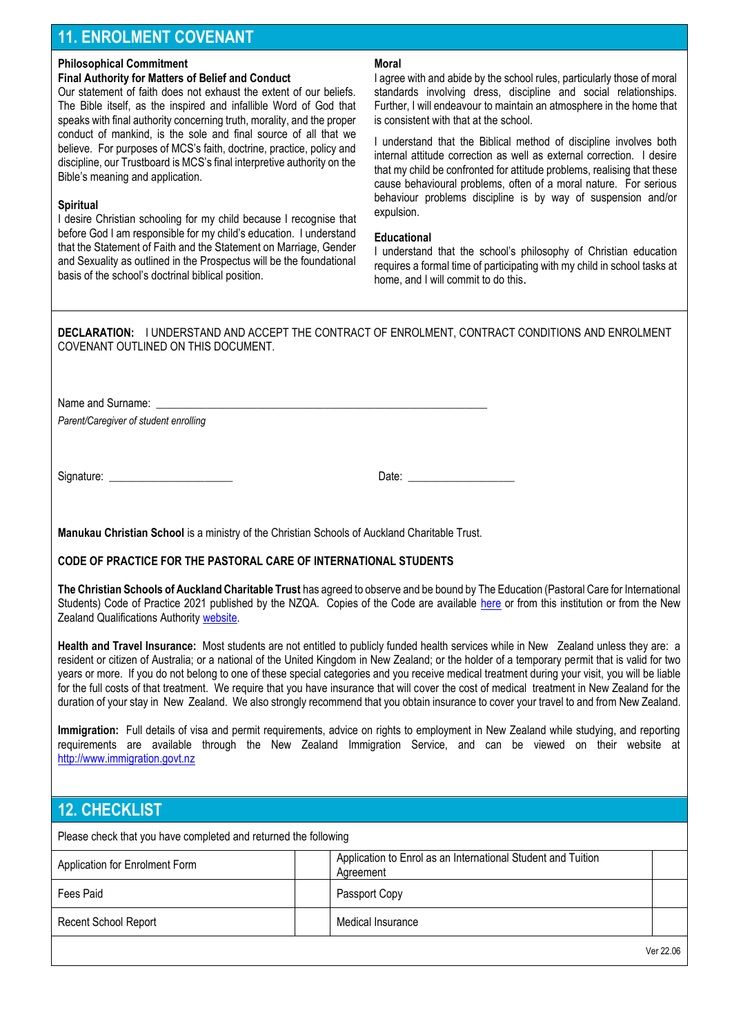## 11. ENROLMENT COVENANT

**Philosophical Commitment**

**Final Authority for Matters of Belief and Conduct**

Our statement of faith does not exhaust the extent of our beliefs. The Bible itself, as the inspired and infallible Word of God that speaks with final authority concerning truth, morality, and the proper conduct of mankind, is the sole and final source of all that we believe. For purposes of MCS's faith, doctrine, practice, policy and discipline, our Trustboard is MCS's final interpretive authority on the Bible's meaning and application.

**Spiritual**

I desire Christian schooling for my child because I recognise that before God I am responsible for my child's education. I understand that the Statement of Faith and the Statement on Marriage, Gender and Sexuality as outlined in the Prospectus will be the foundational basis of the school's doctrinal biblical position.

**Moral**

I agree with and abide by the school rules, particularly those of moral standards involving dress, discipline and social relationships. Further, I will endeavour to maintain an atmosphere in the home that is consistent with that at the school.

I understand that the Biblical method of discipline involves both internal attitude correction as well as external correction. I desire that my child be confronted for attitude problems, realising that these cause behavioural problems, often of a moral nature. For serious behaviour problems discipline is by way of suspension and/or expulsion.

**Educational**

I understand that the school's philosophy of Christian education requires a formal time of participating with my child in school tasks at home, and I will commit to do this.

**DECLARATION:** I UNDERSTAND AND ACCEPT THE CONTRACT OF ENROLMENT, CONTRACT CONDITIONS AND ENROLMENT COVENANT OUTLINED ON THIS DOCUMENT.

Name and Surname: ____________________________________________________________

*Parent/Caregiver of student enrolling*

Signature: ______________________ Date: ___________________

**Manukau Christian School** is a ministry of the Christian Schools of Auckland Charitable Trust.

**CODE OF PRACTICE FOR THE PASTORAL CARE OF INTERNATIONAL STUDENTS**

**The Christian Schools of Auckland Charitable Trust** has agreed to observe and be bound by The Education (Pastoral Care for International Students) Code of Practice 2021 published by the NZQA. Copies of the Code are available here or from this institution or from the New Zealand Qualifications Authority website.

**Health and Travel Insurance:** Most students are not entitled to publicly funded health services while in New Zealand unless they are: a resident or citizen of Australia; or a national of the United Kingdom in New Zealand; or the holder of a temporary permit that is valid for two years or more. If you do not belong to one of these special categories and you receive medical treatment during your visit, you will be liable for the full costs of that treatment. We require that you have insurance that will cover the cost of medical treatment in New Zealand for the duration of your stay in New Zealand. We also strongly recommend that you obtain insurance to cover your travel to and from New Zealand.

**Immigration:** Full details of visa and permit requirements, advice on rights to employment in New Zealand while studying, and reporting requirements are available through the New Zealand Immigration Service, and can be viewed on their website at http://www.immigration.govt.nz

## 12. CHECKLIST

Please check that you have completed and returned the following

| | | | |
|---|---|---|---|
| Application for Enrolment Form | | Application to Enrol as an International Student and Tuition Agreement | |
| Fees Paid | | Passport Copy | |
| Recent School Report | | Medical Insurance | |

Ver 22.06